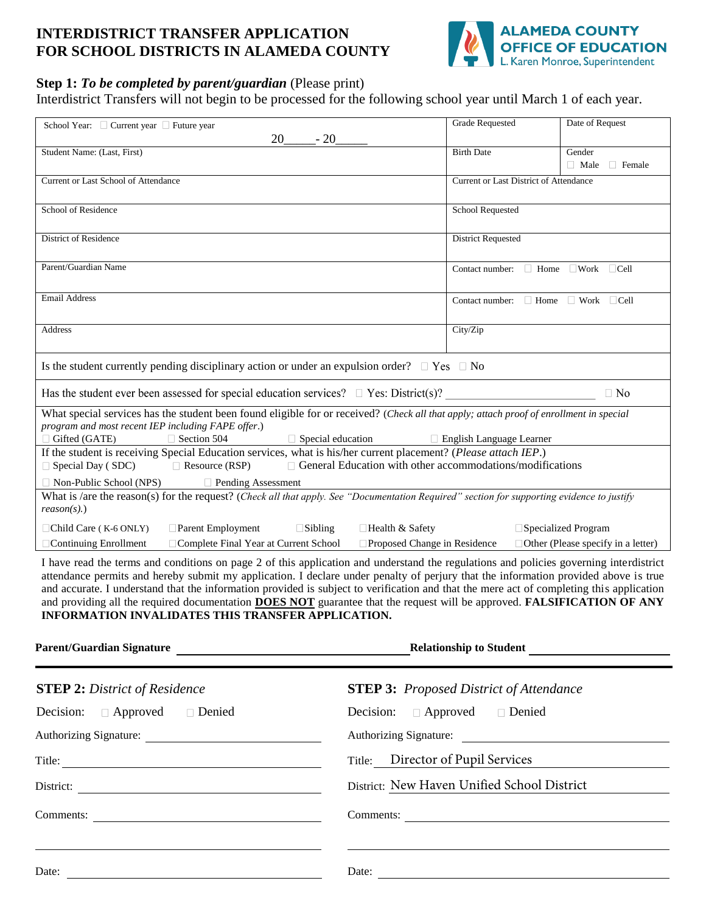# INTERDISTRICT TRANSFER APPLICATION FOR SCHOOL DISTRICTS IN ALAMEDA COUNTY

**ALAMEDA COUNTY OFFICE OF EDUCATION**
L. Karen Monroe, Superintendent

**Step 1:** ***To be completed by parent/guardian*** (Please print)

Interdistrict Transfers will not begin to be processed for the following school year until March 1 of each year.

| School Year: ☐ Current year ☐ Future year 20\_\_\_\_\_ - 20\_\_\_\_\_ | Grade Requested | Date of Request |
|---|---|---|
| Student Name: (Last, First) | Birth Date | Gender ☐ Male ☐ Female |
| Current or Last School of Attendance | Current or Last District of Attendance | |
| School of Residence | School Requested | |
| District of Residence | District Requested | |
| Parent/Guardian Name | Contact number: ☐ Home ☐ Work ☐ Cell | |
| Email Address | Contact number: ☐ Home ☐ Work ☐ Cell | |
| Address | City/Zip | |

Is the student currently pending disciplinary action or under an expulsion order? ☐ Yes ☐ No

Has the student ever been assessed for special education services? ☐ Yes: District(s)? \_\_\_\_\_\_\_\_\_\_\_\_\_\_\_\_\_\_\_\_\_\_\_\_ ☐ No

What special services has the student been found eligible for or received? (*Check all that apply; attach proof of enrollment in special program and most recent IEP including FAPE offer.*)

☐ Gifted (GATE) ☐ Section 504 ☐ Special education ☐ English Language Learner

If the student is receiving Special Education services, what is his/her current placement? (*Please attach IEP.*)

☐ Special Day ( SDC) ☐ Resource (RSP) ☐ General Education with other accommodations/modifications

☐ Non-Public School (NPS) ☐ Pending Assessment

What is /are the reason(s) for the request? (*Check all that apply. See "Documentation Required" section for supporting evidence to justify reason(s).*)

☐ Child Care ( K-6 ONLY) ☐ Parent Employment ☐ Sibling ☐ Health & Safety ☐ Specialized Program

☐ Continuing Enrollment ☐ Complete Final Year at Current School ☐ Proposed Change in Residence ☐ Other (Please specify in a letter)

I have read the terms and conditions on page 2 of this application and understand the regulations and policies governing interdistrict attendance permits and hereby submit my application. I declare under penalty of perjury that the information provided above is true and accurate. I understand that the information provided is subject to verification and that the mere act of completing this application and providing all the required documentation **DOES NOT** guarantee that the request will be approved. **FALSIFICATION OF ANY INFORMATION INVALIDATES THIS TRANSFER APPLICATION.**

**Parent/Guardian Signature** \_\_\_\_\_\_\_\_\_\_\_\_\_\_\_\_\_\_\_\_\_\_\_\_\_\_\_\_\_\_ **Relationship to Student** \_\_\_\_\_\_\_\_\_\_\_\_\_\_\_\_\_\_

---

**STEP 2:** *District of Residence*

Decision: ☐ Approved ☐ Denied

Authorizing Signature: \_\_\_\_\_\_\_\_\_\_\_\_\_\_\_\_\_\_\_\_

Title: \_\_\_\_\_\_\_\_\_\_\_\_\_\_\_\_\_\_\_\_

District: \_\_\_\_\_\_\_\_\_\_\_\_\_\_\_\_\_\_\_\_

Comments: \_\_\_\_\_\_\_\_\_\_\_\_\_\_\_\_\_\_\_\_

Date: \_\_\_\_\_\_\_\_\_\_\_\_\_\_\_\_\_\_\_\_

**STEP 3:** *Proposed District of Attendance*

Decision: ☐ Approved ☐ Denied

Authorizing Signature: \_\_\_\_\_\_\_\_\_\_\_\_\_\_\_\_\_\_\_\_

Title: Director of Pupil Services

District: New Haven Unified School District

Comments: \_\_\_\_\_\_\_\_\_\_\_\_\_\_\_\_\_\_\_\_

Date: \_\_\_\_\_\_\_\_\_\_\_\_\_\_\_\_\_\_\_\_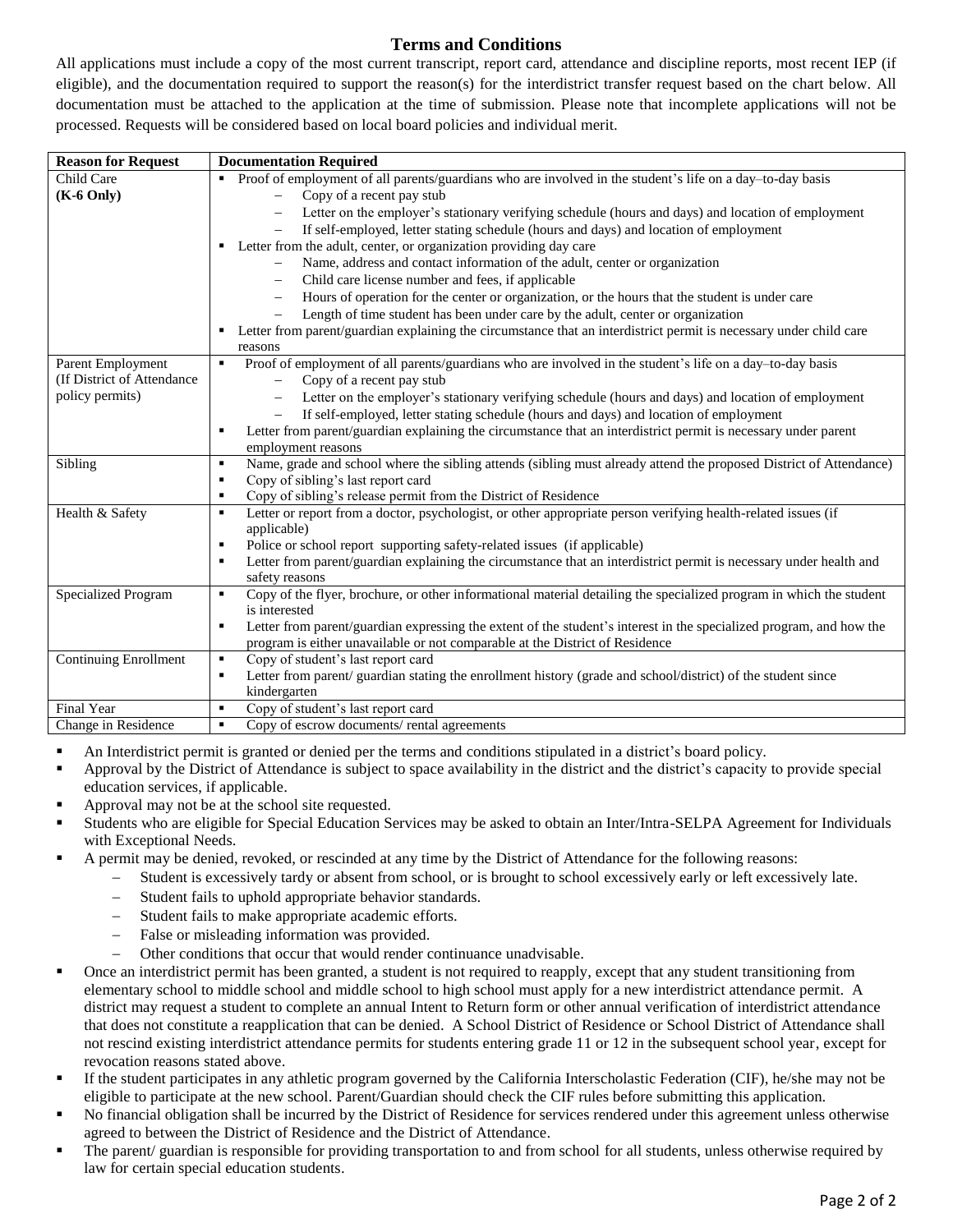## Terms and Conditions

All applications must include a copy of the most current transcript, report card, attendance and discipline reports, most recent IEP (if eligible), and the documentation required to support the reason(s) for the interdistrict transfer request based on the chart below. All documentation must be attached to the application at the time of submission. Please note that incomplete applications will not be processed. Requests will be considered based on local board policies and individual merit.

| Reason for Request | Documentation Required |
|---|---|
| Child Care **(K-6 Only)** | ▪ Proof of employment of all parents/guardians who are involved in the student's life on a day–to-day basis<br>– Copy of a recent pay stub<br>– Letter on the employer's stationary verifying schedule (hours and days) and location of employment<br>– If self-employed, letter stating schedule (hours and days) and location of employment<br>▪ Letter from the adult, center, or organization providing day care<br>– Name, address and contact information of the adult, center or organization<br>– Child care license number and fees, if applicable<br>– Hours of operation for the center or organization, or the hours that the student is under care<br>– Length of time student has been under care by the adult, center or organization<br>▪ Letter from parent/guardian explaining the circumstance that an interdistrict permit is necessary under child care reasons |
| Parent Employment (If District of Attendance policy permits) | ▪ Proof of employment of all parents/guardians who are involved in the student's life on a day–to-day basis<br>– Copy of a recent pay stub<br>– Letter on the employer's stationary verifying schedule (hours and days) and location of employment<br>– If self-employed, letter stating schedule (hours and days) and location of employment<br>▪ Letter from parent/guardian explaining the circumstance that an interdistrict permit is necessary under parent employment reasons |
| Sibling | ▪ Name, grade and school where the sibling attends (sibling must already attend the proposed District of Attendance)<br>▪ Copy of sibling's last report card<br>▪ Copy of sibling's release permit from the District of Residence |
| Health & Safety | ▪ Letter or report from a doctor, psychologist, or other appropriate person verifying health-related issues (if applicable)<br>▪ Police or school report supporting safety-related issues (if applicable)<br>▪ Letter from parent/guardian explaining the circumstance that an interdistrict permit is necessary under health and safety reasons |
| Specialized Program | ▪ Copy of the flyer, brochure, or other informational material detailing the specialized program in which the student is interested<br>▪ Letter from parent/guardian expressing the extent of the student's interest in the specialized program, and how the program is either unavailable or not comparable at the District of Residence |
| Continuing Enrollment | ▪ Copy of student's last report card<br>▪ Letter from parent/ guardian stating the enrollment history (grade and school/district) of the student since kindergarten |
| Final Year | ▪ Copy of student's last report card |
| Change in Residence | ▪ Copy of escrow documents/ rental agreements |

- An Interdistrict permit is granted or denied per the terms and conditions stipulated in a district's board policy.
- Approval by the District of Attendance is subject to space availability in the district and the district's capacity to provide special education services, if applicable.
- Approval may not be at the school site requested.
- Students who are eligible for Special Education Services may be asked to obtain an Inter/Intra-SELPA Agreement for Individuals with Exceptional Needs.
- A permit may be denied, revoked, or rescinded at any time by the District of Attendance for the following reasons:
  - Student is excessively tardy or absent from school, or is brought to school excessively early or left excessively late.
  - Student fails to uphold appropriate behavior standards.
  - Student fails to make appropriate academic efforts.
  - False or misleading information was provided.
  - Other conditions that occur that would render continuance unadvisable.
- Once an interdistrict permit has been granted, a student is not required to reapply, except that any student transitioning from elementary school to middle school and middle school to high school must apply for a new interdistrict attendance permit. A district may request a student to complete an annual Intent to Return form or other annual verification of interdistrict attendance that does not constitute a reapplication that can be denied. A School District of Residence or School District of Attendance shall not rescind existing interdistrict attendance permits for students entering grade 11 or 12 in the subsequent school year, except for revocation reasons stated above.
- If the student participates in any athletic program governed by the California Interscholastic Federation (CIF), he/she may not be eligible to participate at the new school. Parent/Guardian should check the CIF rules before submitting this application.
- No financial obligation shall be incurred by the District of Residence for services rendered under this agreement unless otherwise agreed to between the District of Residence and the District of Attendance.
- The parent/ guardian is responsible for providing transportation to and from school for all students, unless otherwise required by law for certain special education students.